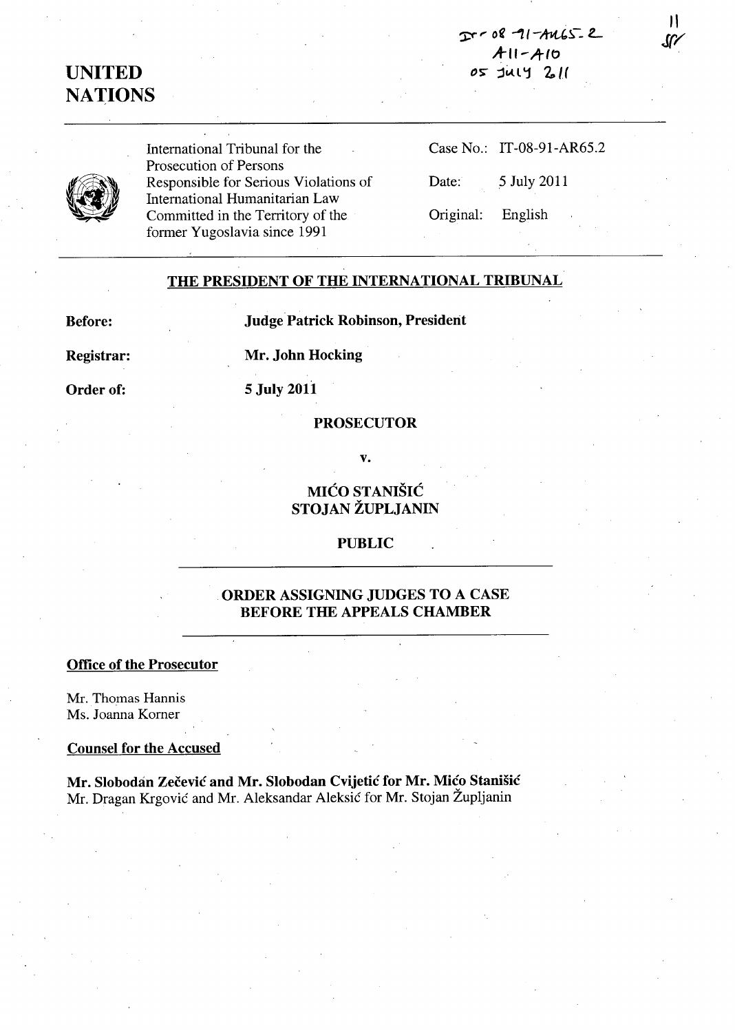IT-08-91-AR65.2
A11-A10
05 July 2011

11
SF

**UNITED NATIONS**

International Tribunal for the Prosecution of Persons Responsible for Serious Violations of International Humanitarian Law Committed in the Territory of the former Yugoslavia since 1991

Case No.: IT-08-91-AR65.2

Date: 5 July 2011

Original: English

## THE PRESIDENT OF THE INTERNATIONAL TRIBUNAL

**Before:** **Judge Patrick Robinson, President**

**Registrar:** **Mr. John Hocking**

**Order of:** **5 July 2011**

**PROSECUTOR**

**v.**

**MIĆO STANIŠIĆ**
**STOJAN ŽUPLJANIN**

**PUBLIC**

## ORDER ASSIGNING JUDGES TO A CASE BEFORE THE APPEALS CHAMBER

**Office of the Prosecutor**

Mr. Thomas Hannis
Ms. Joanna Korner

**Counsel for the Accused**

**Mr. Slobodan Zečević and Mr. Slobodan Cvijetić for Mr. Mićo Stanišić**
Mr. Dragan Krgović and Mr. Aleksandar Aleksić for Mr. Stojan Župljanin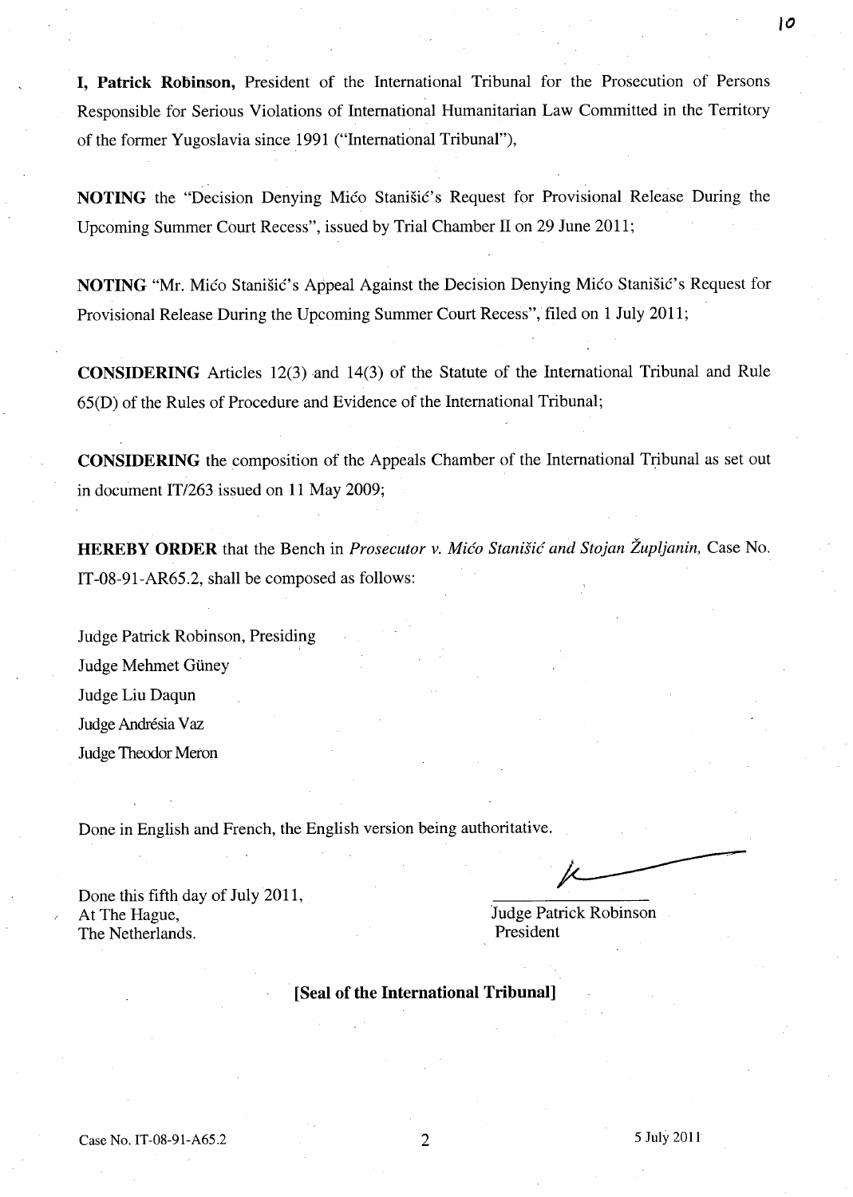**I, Patrick Robinson,** President of the International Tribunal for the Prosecution of Persons Responsible for Serious Violations of International Humanitarian Law Committed in the Territory of the former Yugoslavia since 1991 ("International Tribunal"),

**NOTING** the "Decision Denying Mićo Stanišić's Request for Provisional Release During the Upcoming Summer Court Recess", issued by Trial Chamber II on 29 June 2011;

**NOTING** "Mr. Mićo Stanišić's Appeal Against the Decision Denying Mićo Stanišić's Request for Provisional Release During the Upcoming Summer Court Recess", filed on 1 July 2011;

**CONSIDERING** Articles 12(3) and 14(3) of the Statute of the International Tribunal and Rule 65(D) of the Rules of Procedure and Evidence of the International Tribunal;

**CONSIDERING** the composition of the Appeals Chamber of the International Tribunal as set out in document IT/263 issued on 11 May 2009;

**HEREBY ORDER** that the Bench in *Prosecutor v. Mićo Stanišić and Stojan Župljanin,* Case No. IT-08-91-AR65.2, shall be composed as follows:

Judge Patrick Robinson, Presiding
Judge Mehmet Güney
Judge Liu Daqun
Judge Andrésia Vaz
Judge Theodor Meron

Done in English and French, the English version being authoritative.

Done this fifth day of July 2011,
At The Hague,
The Netherlands.

Judge Patrick Robinson
President

**[Seal of the International Tribunal]**